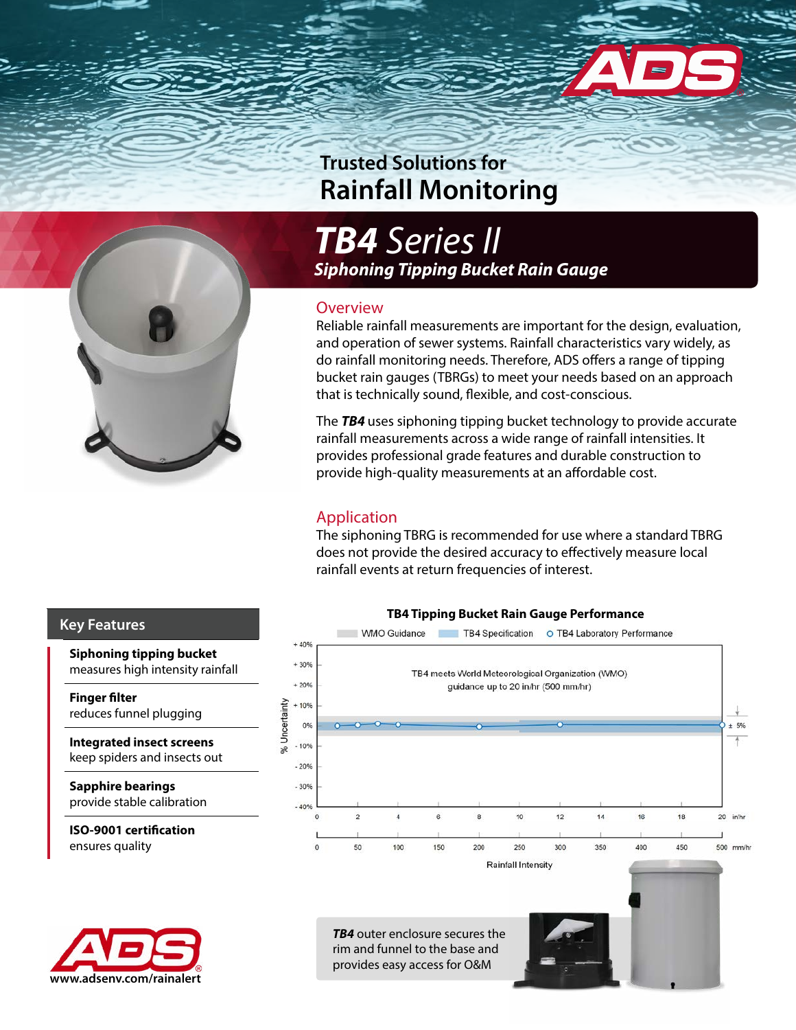# Trusted Solutions for Rainfall Monitoring

# *TB4 Series II*

## *Siphoning Tipping Bucket Rain Gauge*

### Overview

Reliable rainfall measurements are important for the design, evaluation, and operation of sewer systems. Rainfall characteristics vary widely, as do rainfall monitoring needs. Therefore, ADS offers a range of tipping bucket rain gauges (TBRGs) to meet your needs based on an approach that is technically sound, flexible, and cost-conscious.

The ***TB4*** uses siphoning tipping bucket technology to provide accurate rainfall measurements across a wide range of rainfall intensities. It provides professional grade features and durable construction to provide high-quality measurements at an affordable cost.

### Application

The siphoning TBRG is recommended for use where a standard TBRG does not provide the desired accuracy to effectively measure local rainfall events at return frequencies of interest.

### Key Features

**Siphoning tipping bucket**
measures high intensity rainfall

**Finger filter**
reduces funnel plugging

**Integrated insect screens**
keep spiders and insects out

**Sapphire bearings**
provide stable calibration

**ISO-9001 certification**
ensures quality

**TB4 Tipping Bucket Rain Gauge Performance**

WMO Guidance | TB4 Specification | TB4 Laboratory Performance

TB4 meets World Meteorological Organization (WMO) guidance up to 20 in/hr (500 mm/hr)

% Uncertainty: +40% to -40%; ± 5%

Rainfall Intensity: 0–20 in/hr; 0–500 mm/hr

***TB4*** outer enclosure secures the rim and funnel to the base and provides easy access for O&M

www.adsenv.com/rainalert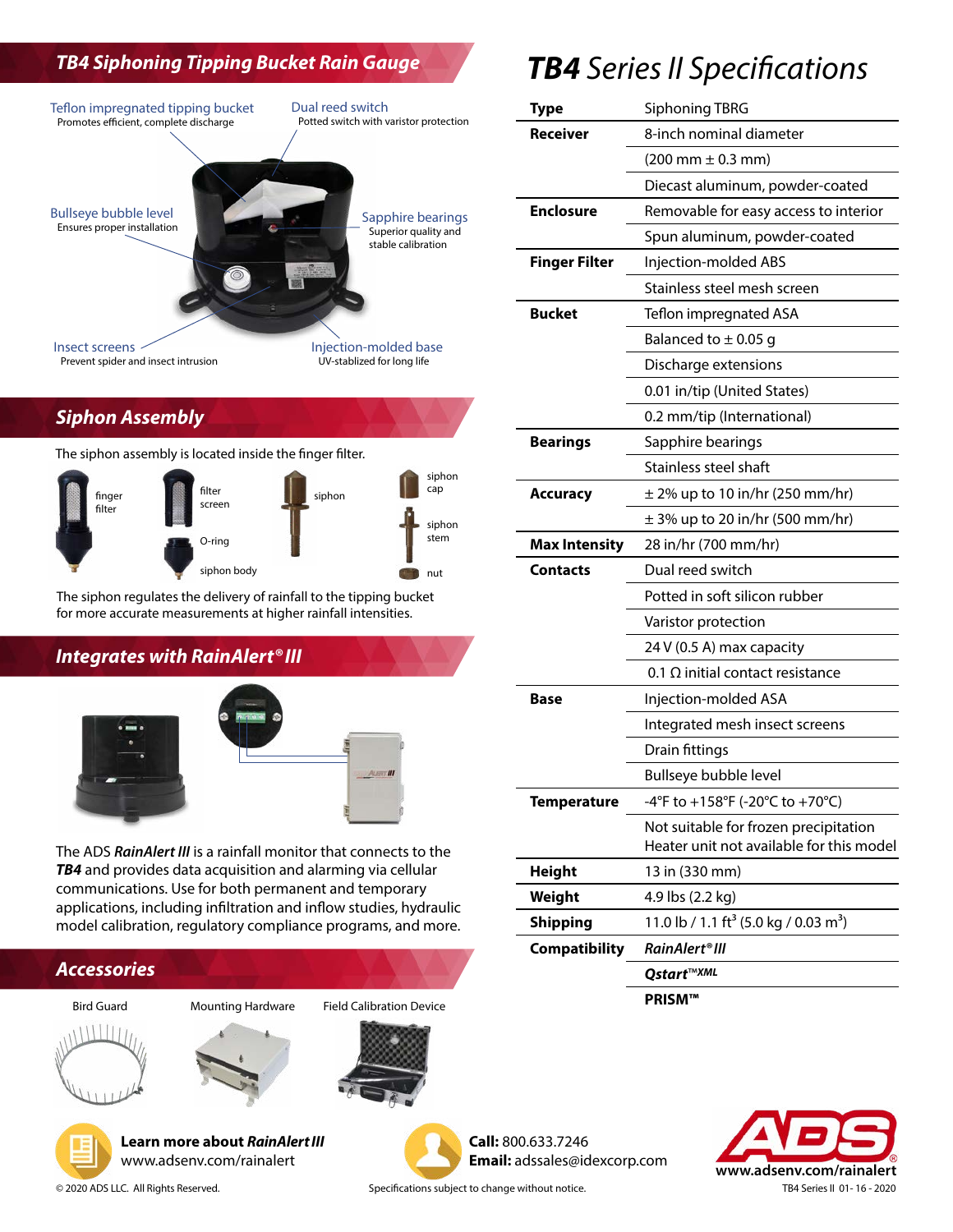## TB4 Siphoning Tipping Bucket Rain Gauge

Teflon impregnated tipping bucket
Promotes efficient, complete discharge

Dual reed switch
Potted switch with varistor protection

Bullseye bubble level
Ensures proper installation

Sapphire bearings
Superior quality and stable calibration

Insect screens
Prevent spider and insect intrusion

Injection-molded base
UV-stablized for long life

## Siphon Assembly

The siphon assembly is located inside the finger filter.

finger filter
filter screen
O-ring
siphon body
siphon
siphon cap
siphon stem
nut

The siphon regulates the delivery of rainfall to the tipping bucket for more accurate measurements at higher rainfall intensities.

## Integrates with RainAlert® III

The ADS ***RainAlert III*** is a rainfall monitor that connects to the ***TB4*** and provides data acquisition and alarming via cellular communications. Use for both permanent and temporary applications, including infiltration and inflow studies, hydraulic model calibration, regulatory compliance programs, and more.

## Accessories

Bird Guard
Mounting Hardware
Field Calibration Device

# *TB4* Series II Specifications

| | |
|---|---|
| **Type** | Siphoning TBRG |
| **Receiver** | 8-inch nominal diameter |
| | (200 mm ± 0.3 mm) |
| | Diecast aluminum, powder-coated |
| **Enclosure** | Removable for easy access to interior |
| | Spun aluminum, powder-coated |
| **Finger Filter** | Injection-molded ABS |
| | Stainless steel mesh screen |
| **Bucket** | Teflon impregnated ASA |
| | Balanced to ± 0.05 g |
| | Discharge extensions |
| | 0.01 in/tip (United States) |
| | 0.2 mm/tip (International) |
| **Bearings** | Sapphire bearings |
| | Stainless steel shaft |
| **Accuracy** | ± 2% up to 10 in/hr (250 mm/hr) |
| | ± 3% up to 20 in/hr (500 mm/hr) |
| **Max Intensity** | 28 in/hr (700 mm/hr) |
| **Contacts** | Dual reed switch |
| | Potted in soft silicon rubber |
| | Varistor protection |
| | 24 V (0.5 A) max capacity |
| | 0.1 Ω initial contact resistance |
| **Base** | Injection-molded ASA |
| | Integrated mesh insect screens |
| | Drain fittings |
| | Bullseye bubble level |
| **Temperature** | -4°F to +158°F (-20°C to +70°C) |
| | Not suitable for frozen precipitation Heater unit not available for this model |
| **Height** | 13 in (330 mm) |
| **Weight** | 4.9 lbs (2.2 kg) |
| **Shipping** | 11.0 lb / 1.1 ft³ (5.0 kg / 0.03 m³) |
| **Compatibility** | ***RainAlert® III*** |
| | ***Qstart™XML*** |
| | **PRISM™** |

**Learn more about *RainAlert III***
www.adsenv.com/rainalert

**Call:** 800.633.7246
**Email:** adssales@idexcorp.com

www.adsenv.com/rainalert

© 2020 ADS LLC. All Rights Reserved.

Specifications subject to change without notice.

TB4 Series II 01-16-2020